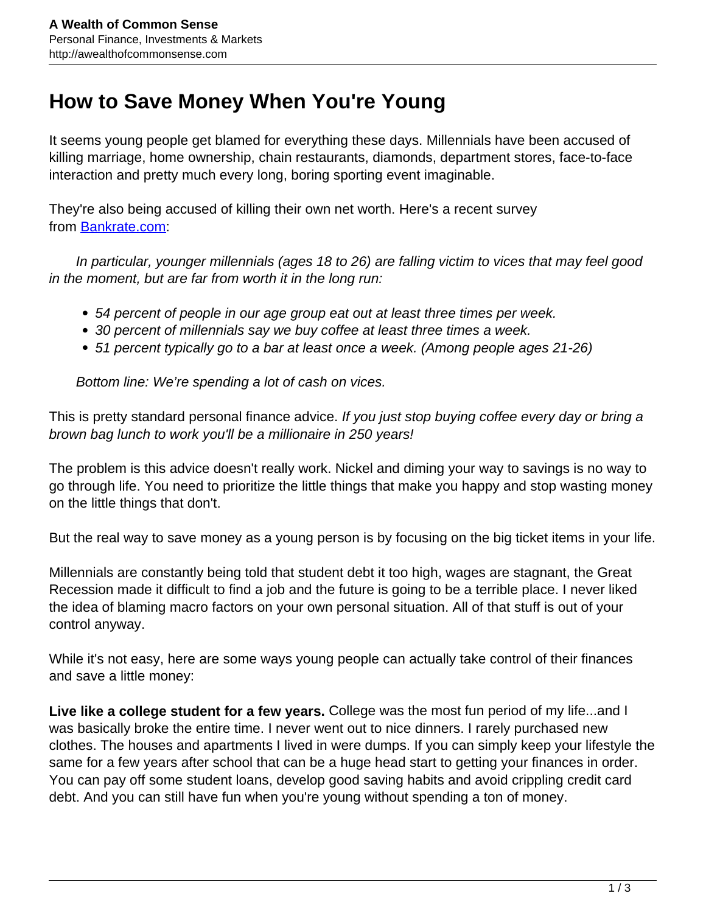# How to Save Money When You're Young

It seems young people get blamed for everything these days. Millennials have been accused of killing marriage, home ownership, chain restaurants, diamonds, department stores, face-to-face interaction and pretty much every long, boring sporting event imaginable.

They're also being accused of killing their own net worth. Here's a recent survey from [Bankrate.com](Bankrate.com):

> *In particular, younger millennials (ages 18 to 26) are falling victim to vices that may feel good in the moment, but are far from worth it in the long run:*
>
> - *54 percent of people in our age group eat out at least three times per week.*
> - *30 percent of millennials say we buy coffee at least three times a week.*
> - *51 percent typically go to a bar at least once a week. (Among people ages 21-26)*
>
> *Bottom line: We're spending a lot of cash on vices.*

This is pretty standard personal finance advice. *If you just stop buying coffee every day or bring a brown bag lunch to work you'll be a millionaire in 250 years!*

The problem is this advice doesn't really work. Nickel and diming your way to savings is no way to go through life. You need to prioritize the little things that make you happy and stop wasting money on the little things that don't.

But the real way to save money as a young person is by focusing on the big ticket items in your life.

Millennials are constantly being told that student debt it too high, wages are stagnant, the Great Recession made it difficult to find a job and the future is going to be a terrible place. I never liked the idea of blaming macro factors on your own personal situation. All of that stuff is out of your control anyway.

While it's not easy, here are some ways young people can actually take control of their finances and save a little money:

**Live like a college student for a few years.** College was the most fun period of my life...and I was basically broke the entire time. I never went out to nice dinners. I rarely purchased new clothes. The houses and apartments I lived in were dumps. If you can simply keep your lifestyle the same for a few years after school that can be a huge head start to getting your finances in order. You can pay off some student loans, develop good saving habits and avoid crippling credit card debt. And you can still have fun when you're young without spending a ton of money.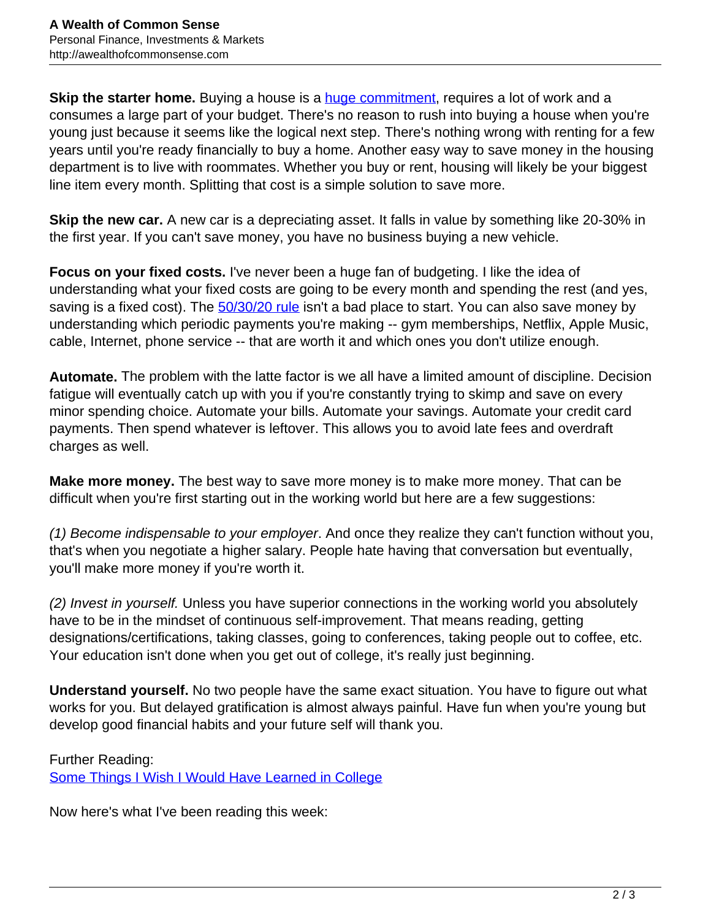**Skip the starter home.** Buying a house is a [huge commitment](), requires a lot of work and a consumes a large part of your budget. There's no reason to rush into buying a house when you're young just because it seems like the logical next step. There's nothing wrong with renting for a few years until you're ready financially to buy a home. Another easy way to save money in the housing department is to live with roommates. Whether you buy or rent, housing will likely be your biggest line item every month. Splitting that cost is a simple solution to save more.

**Skip the new car.** A new car is a depreciating asset. It falls in value by something like 20-30% in the first year. If you can't save money, you have no business buying a new vehicle.

**Focus on your fixed costs.** I've never been a huge fan of budgeting. I like the idea of understanding what your fixed costs are going to be every month and spending the rest (and yes, saving is a fixed cost). The [50/30/20 rule]() isn't a bad place to start. You can also save money by understanding which periodic payments you're making -- gym memberships, Netflix, Apple Music, cable, Internet, phone service -- that are worth it and which ones you don't utilize enough.

**Automate.** The problem with the latte factor is we all have a limited amount of discipline. Decision fatigue will eventually catch up with you if you're constantly trying to skimp and save on every minor spending choice. Automate your bills. Automate your savings. Automate your credit card payments. Then spend whatever is leftover. This allows you to avoid late fees and overdraft charges as well.

**Make more money.** The best way to save more money is to make more money. That can be difficult when you're first starting out in the working world but here are a few suggestions:

*(1) Become indispensable to your employer*. And once they realize they can't function without you, that's when you negotiate a higher salary. People hate having that conversation but eventually, you'll make more money if you're worth it.

*(2) Invest in yourself.* Unless you have superior connections in the working world you absolutely have to be in the mindset of continuous self-improvement. That means reading, getting designations/certifications, taking classes, going to conferences, taking people out to coffee, etc. Your education isn't done when you get out of college, it's really just beginning.

**Understand yourself.** No two people have the same exact situation. You have to figure out what works for you. But delayed gratification is almost always painful. Have fun when you're young but develop good financial habits and your future self will thank you.

Further Reading:
[Some Things I Wish I Would Have Learned in College]()

Now here's what I've been reading this week: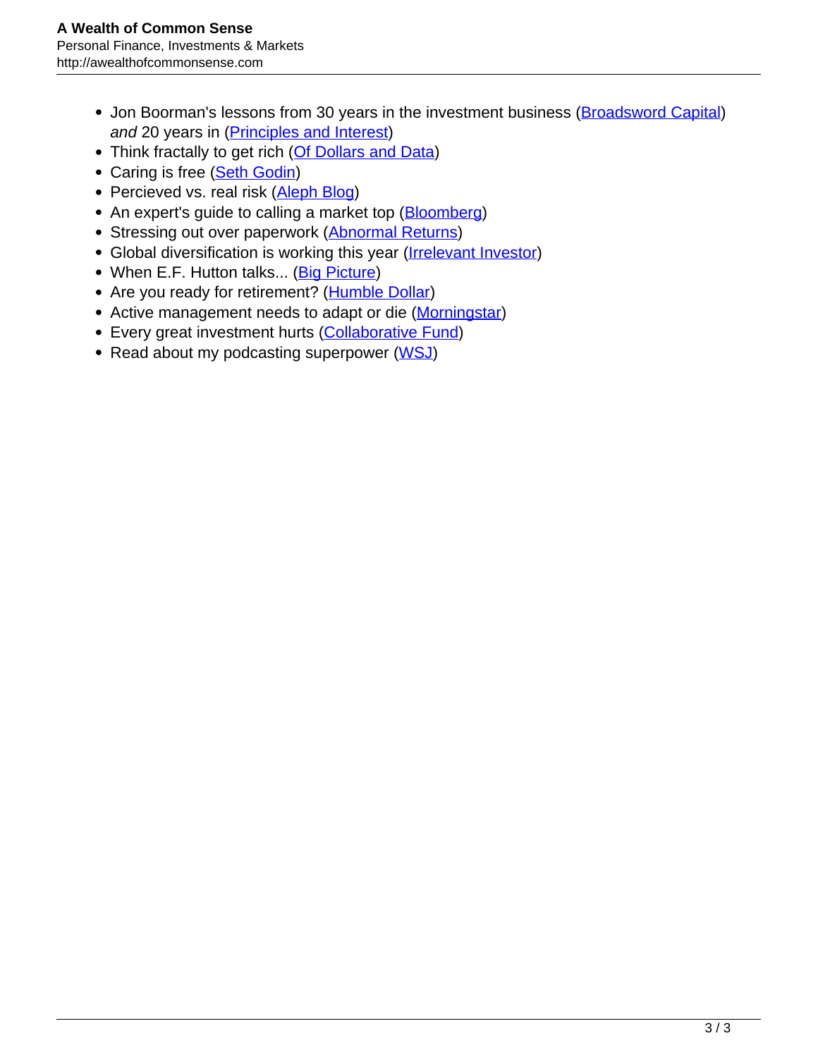- Jon Boorman's lessons from 30 years in the investment business (Broadsword Capital) *and* 20 years in (Principles and Interest)
- Think fractally to get rich (Of Dollars and Data)
- Caring is free (Seth Godin)
- Percieved vs. real risk (Aleph Blog)
- An expert's guide to calling a market top (Bloomberg)
- Stressing out over paperwork (Abnormal Returns)
- Global diversification is working this year (Irrelevant Investor)
- When E.F. Hutton talks... (Big Picture)
- Are you ready for retirement? (Humble Dollar)
- Active management needs to adapt or die (Morningstar)
- Every great investment hurts (Collaborative Fund)
- Read about my podcasting superpower (WSJ)